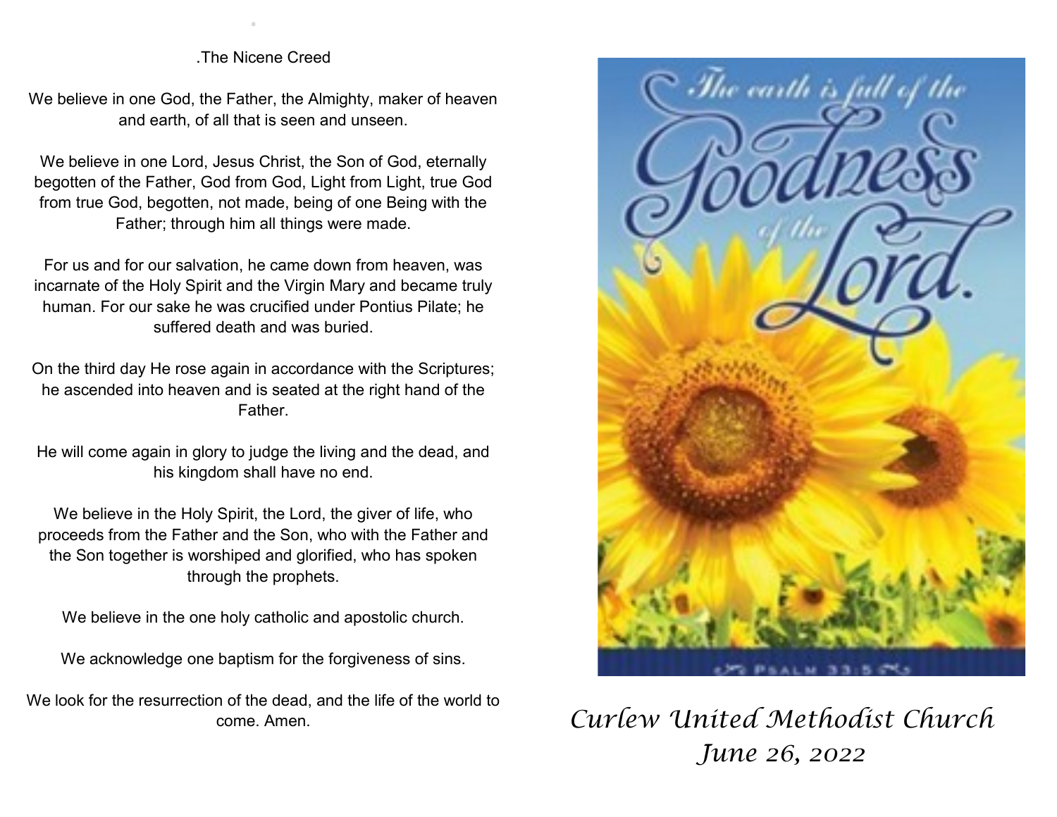.The Nicene Creed

We believe in one God, the Father, the Almighty, maker of heaven and earth, of all that is seen and unseen.

We believe in one Lord, Jesus Christ, the Son of God, eternally begotten of the Father, God from God, Light from Light, true God from true God, begotten, not made, being of one Being with the Father; through him all things were made.

For us and for our salvation, he came down from heaven, was incarnate of the Holy Spirit and the Virgin Mary and became truly human. For our sake he was crucified under Pontius Pilate; he suffered death and was buried.

On the third day He rose again in accordance with the Scriptures; he ascended into heaven and is seated at the right hand of the Father.

He will come again in glory to judge the living and the dead, and his kingdom shall have no end.

We believe in the Holy Spirit, the Lord, the giver of life, who proceeds from the Father and the Son, who with the Father and the Son together is worshiped and glorified, who has spoken through the prophets.

We believe in the one holy catholic and apostolic church.

We acknowledge one baptism for the forgiveness of sins.

We look for the resurrection of the dead, and the life of the world to come. Amen.

The earth is full of the Goodness of the Lord.

Psalm 33:5

*Curlew United Methodist Church*

*June 26, 2022*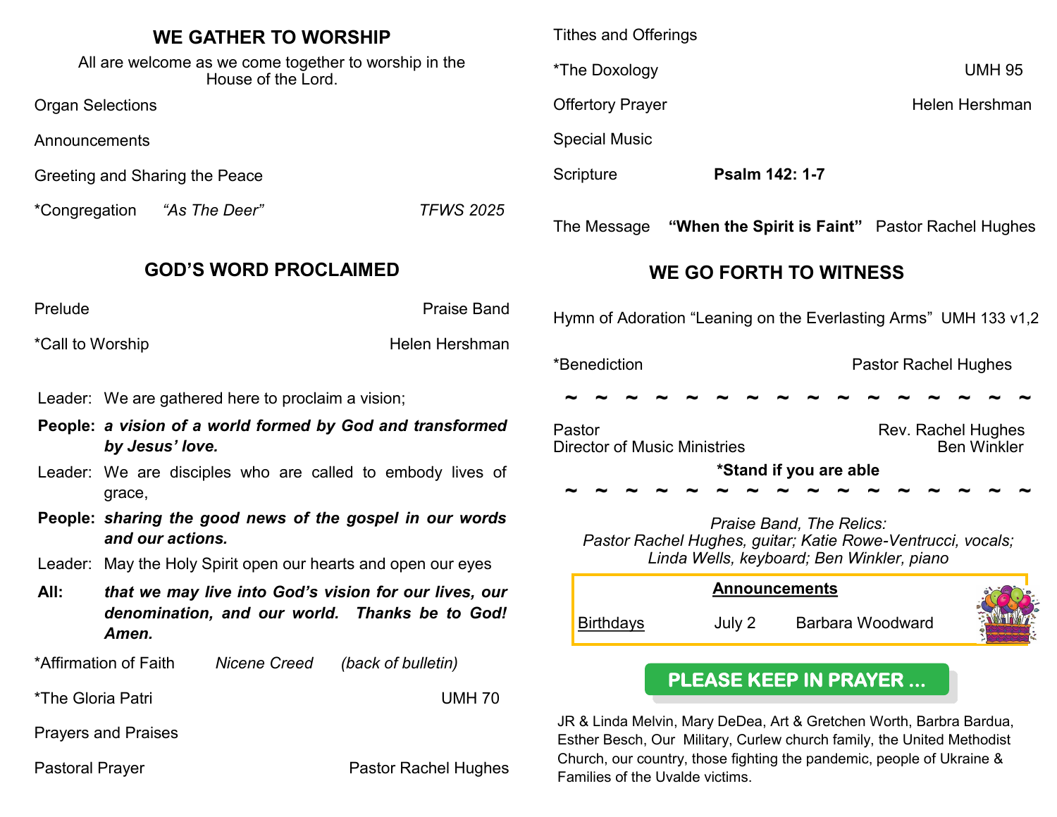## WE GATHER TO WORSHIP

All are welcome as we come together to worship in the House of the Lord.

Organ Selections

Announcements

Greeting and Sharing the Peace

*Congregation *"As The Deer"* *TFWS 2025*

## GOD'S WORD PROCLAIMED

Prelude Praise Band

*Call to Worship Helen Hershman

Leader: We are gathered here to proclaim a vision;

**People:** ***a vision of a world formed by God and transformed by Jesus' love.***

Leader: We are disciples who are called to embody lives of grace,

**People:** ***sharing the good news of the gospel in our words and our actions.***

Leader: May the Holy Spirit open our hearts and open our eyes

**All:** ***that we may live into God's vision for our lives, our denomination, and our world. Thanks be to God! Amen.***

*Affirmation of Faith *Nicene Creed* *(back of bulletin)*

*The Gloria Patri UMH 70

Prayers and Praises

Pastoral Prayer Pastor Rachel Hughes

Tithes and Offerings

*The Doxology UMH 95

Offertory Prayer Helen Hershman

Special Music

Scripture **Psalm 142: 1-7**

The Message **"When the Spirit is Faint"** Pastor Rachel Hughes

## WE GO FORTH TO WITNESS

Hymn of Adoration "Leaning on the Everlasting Arms" UMH 133 v1,2

*Benediction Pastor Rachel Hughes

~ ~ ~ ~ ~ ~ ~ ~ ~ ~ ~ ~ ~ ~ ~ ~

Pastor Rev. Rachel Hughes
Director of Music Ministries Ben Winkler

**\*Stand if you are able**

~ ~ ~ ~ ~ ~ ~ ~ ~ ~ ~ ~ ~ ~ ~ ~

*Praise Band, The Relics:*
*Pastor Rachel Hughes, guitar; Katie Rowe-Ventrucci, vocals; Linda Wells, keyboard; Ben Winkler, piano*

**Announcements**

Birthdays July 2 Barbara Woodward

**PLEASE KEEP IN PRAYER ...**

JR & Linda Melvin, Mary DeDea, Art & Gretchen Worth, Barbra Bardua, Esther Besch, Our Military, Curlew church family, the United Methodist Church, our country, those fighting the pandemic, people of Ukraine & Families of the Uvalde victims.